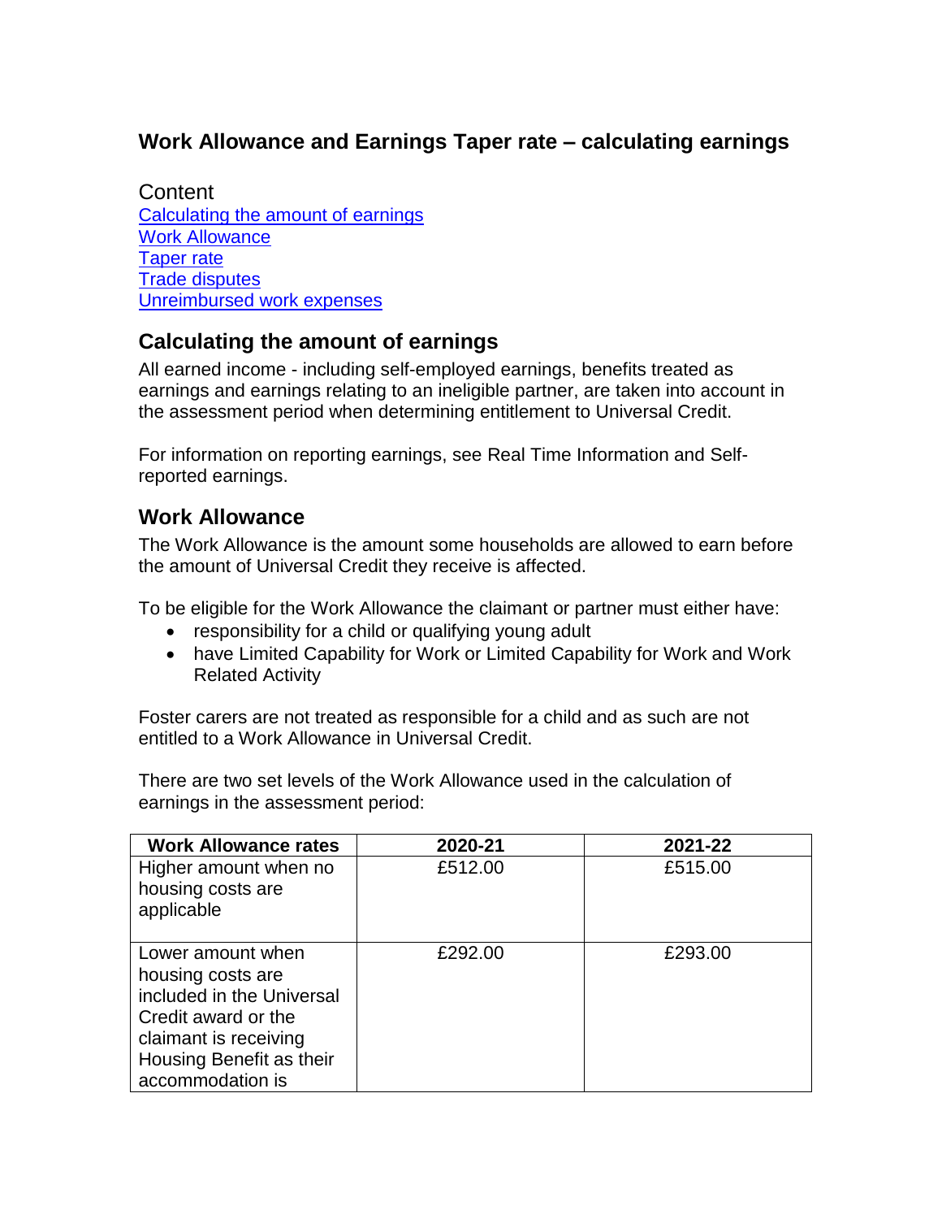## Work Allowance and Earnings Taper rate – calculating earnings

Content
[Calculating the amount of earnings]
[Work Allowance]
[Taper rate]
[Trade disputes]
[Unreimbursed work expenses]

### Calculating the amount of earnings

All earned income - including self-employed earnings, benefits treated as earnings and earnings relating to an ineligible partner, are taken into account in the assessment period when determining entitlement to Universal Credit.

For information on reporting earnings, see Real Time Information and Self-reported earnings.

### Work Allowance

The Work Allowance is the amount some households are allowed to earn before the amount of Universal Credit they receive is affected.

To be eligible for the Work Allowance the claimant or partner must either have:

- responsibility for a child or qualifying young adult
- have Limited Capability for Work or Limited Capability for Work and Work Related Activity

Foster carers are not treated as responsible for a child and as such are not entitled to a Work Allowance in Universal Credit.

There are two set levels of the Work Allowance used in the calculation of earnings in the assessment period:

| Work Allowance rates | 2020-21 | 2021-22 |
|---|---|---|
| Higher amount when no housing costs are applicable | £512.00 | £515.00 |
| Lower amount when housing costs are included in the Universal Credit award or the claimant is receiving Housing Benefit as their accommodation is | £292.00 | £293.00 |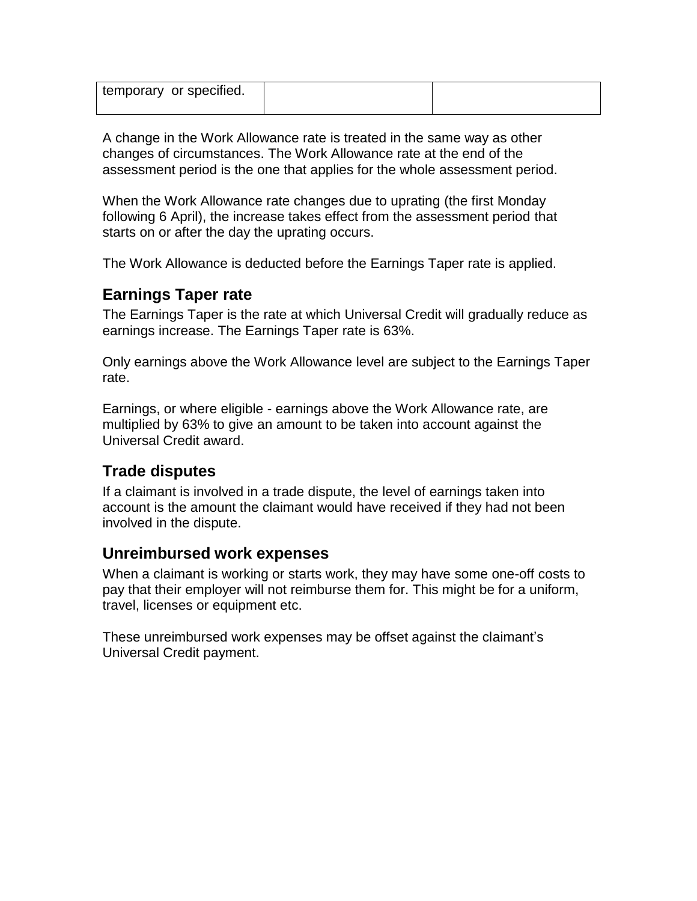| | | |
|---|---|---|
| temporary or specified. | | |

A change in the Work Allowance rate is treated in the same way as other changes of circumstances. The Work Allowance rate at the end of the assessment period is the one that applies for the whole assessment period.

When the Work Allowance rate changes due to uprating (the first Monday following 6 April), the increase takes effect from the assessment period that starts on or after the day the uprating occurs.

The Work Allowance is deducted before the Earnings Taper rate is applied.

## Earnings Taper rate

The Earnings Taper is the rate at which Universal Credit will gradually reduce as earnings increase. The Earnings Taper rate is 63%.

Only earnings above the Work Allowance level are subject to the Earnings Taper rate.

Earnings, or where eligible - earnings above the Work Allowance rate, are multiplied by 63% to give an amount to be taken into account against the Universal Credit award.

## Trade disputes

If a claimant is involved in a trade dispute, the level of earnings taken into account is the amount the claimant would have received if they had not been involved in the dispute.

## Unreimbursed work expenses

When a claimant is working or starts work, they may have some one-off costs to pay that their employer will not reimburse them for. This might be for a uniform, travel, licenses or equipment etc.

These unreimbursed work expenses may be offset against the claimant's Universal Credit payment.